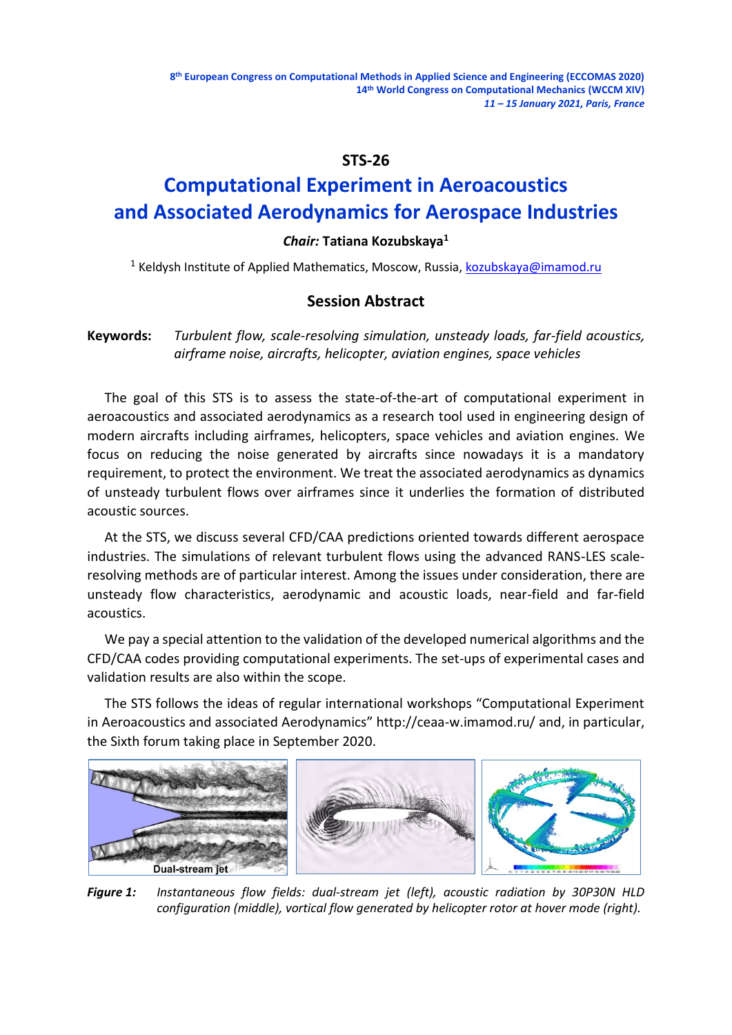8th European Congress on Computational Methods in Applied Science and Engineering (ECCOMAS 2020)
14th World Congress on Computational Mechanics (WCCM XIV)
*11 – 15 January 2021, Paris, France*

## STS-26

# Computational Experiment in Aeroacoustics and Associated Aerodynamics for Aerospace Industries

***Chair:*** **Tatiana Kozubskaya[1]**

[1] Keldysh Institute of Applied Mathematics, Moscow, Russia, kozubskaya@imamod.ru

## Session Abstract

**Keywords:** *Turbulent flow, scale-resolving simulation, unsteady loads, far-field acoustics, airframe noise, aircrafts, helicopter, aviation engines, space vehicles*

The goal of this STS is to assess the state-of-the-art of computational experiment in aeroacoustics and associated aerodynamics as a research tool used in engineering design of modern aircrafts including airframes, helicopters, space vehicles and aviation engines. We focus on reducing the noise generated by aircrafts since nowadays it is a mandatory requirement, to protect the environment. We treat the associated aerodynamics as dynamics of unsteady turbulent flows over airframes since it underlies the formation of distributed acoustic sources.

At the STS, we discuss several CFD/CAA predictions oriented towards different aerospace industries. The simulations of relevant turbulent flows using the advanced RANS-LES scale-resolving methods are of particular interest. Among the issues under consideration, there are unsteady flow characteristics, aerodynamic and acoustic loads, near-field and far-field acoustics.

We pay a special attention to the validation of the developed numerical algorithms and the CFD/CAA codes providing computational experiments. The set-ups of experimental cases and validation results are also within the scope.

The STS follows the ideas of regular international workshops "Computational Experiment in Aeroacoustics and associated Aerodynamics" http://ceaa-w.imamod.ru/ and, in particular, the Sixth forum taking place in September 2020.

***Figure 1:*** *Instantaneous flow fields: dual-stream jet (left), acoustic radiation by 30P30N HLD configuration (middle), vortical flow generated by helicopter rotor at hover mode (right).*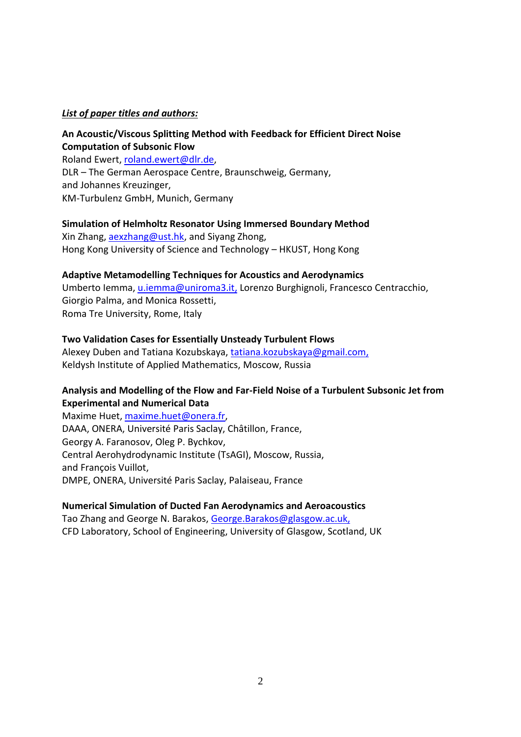***List of paper titles and authors:***

**An Acoustic/Viscous Splitting Method with Feedback for Efficient Direct Noise Computation of Subsonic Flow**
Roland Ewert, roland.ewert@dlr.de,
DLR – The German Aerospace Centre, Braunschweig, Germany,
and Johannes Kreuzinger,
KM-Turbulenz GmbH, Munich, Germany

**Simulation of Helmholtz Resonator Using Immersed Boundary Method**
Xin Zhang, aexzhang@ust.hk, and Siyang Zhong,
Hong Kong University of Science and Technology – HKUST, Hong Kong

**Adaptive Metamodelling Techniques for Acoustics and Aerodynamics**
Umberto Iemma, u.iemma@uniroma3.it, Lorenzo Burghignoli, Francesco Centracchio, Giorgio Palma, and Monica Rossetti,
Roma Tre University, Rome, Italy

**Two Validation Cases for Essentially Unsteady Turbulent Flows**
Alexey Duben and Tatiana Kozubskaya, tatiana.kozubskaya@gmail.com,
Keldysh Institute of Applied Mathematics, Moscow, Russia

**Analysis and Modelling of the Flow and Far-Field Noise of a Turbulent Subsonic Jet from Experimental and Numerical Data**
Maxime Huet, maxime.huet@onera.fr,
DAAA, ONERA, Université Paris Saclay, Châtillon, France,
Georgy A. Faranosov, Oleg P. Bychkov,
Central Aerohydrodynamic Institute (TsAGI), Moscow, Russia,
and François Vuillot,
DMPE, ONERA, Université Paris Saclay, Palaiseau, France

**Numerical Simulation of Ducted Fan Aerodynamics and Aeroacoustics**
Tao Zhang and George N. Barakos, George.Barakos@glasgow.ac.uk,
CFD Laboratory, School of Engineering, University of Glasgow, Scotland, UK